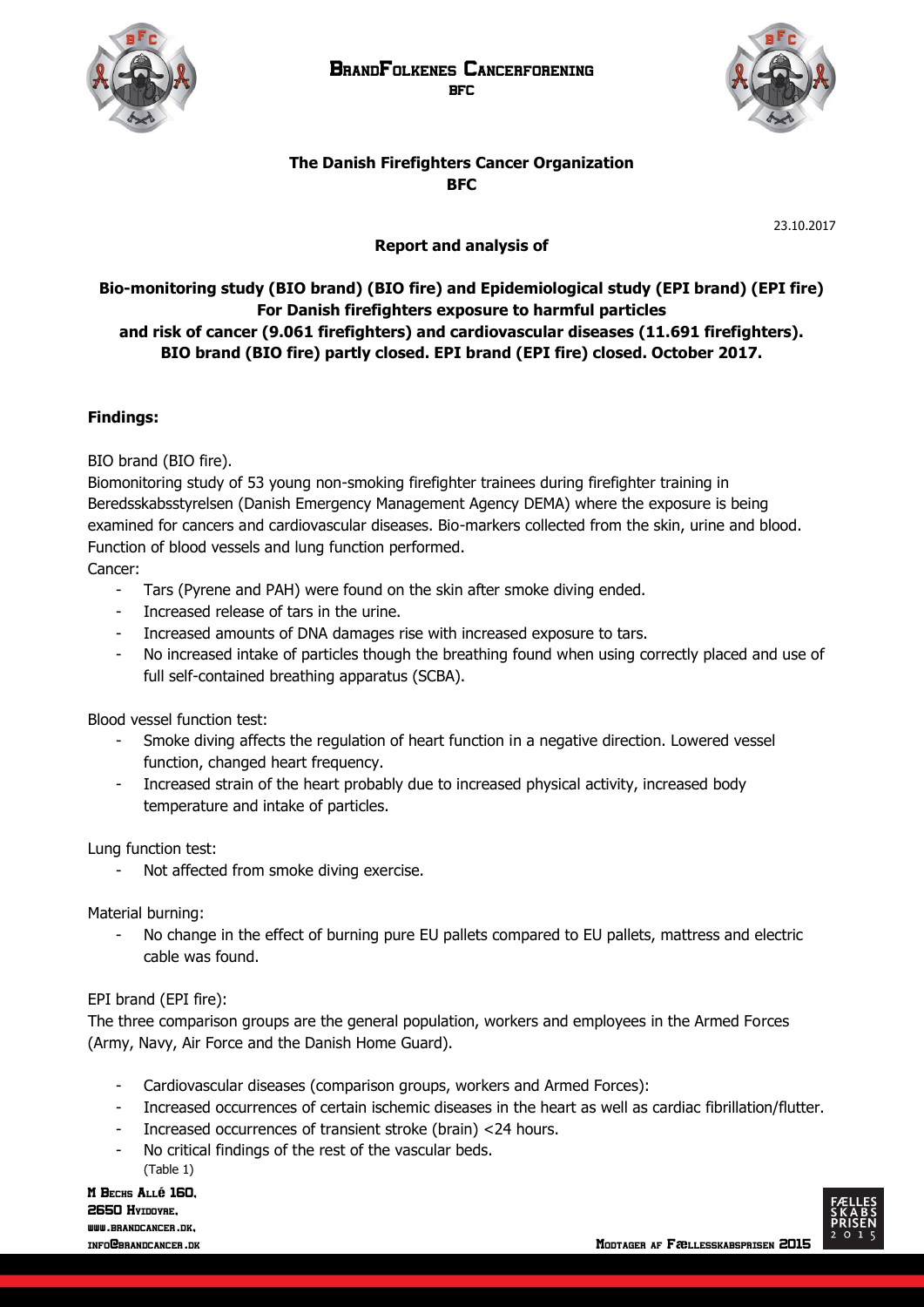# BrandFolkenes Cancerforening

**BFC**

## The Danish Firefighters Cancer Organization

**BFC**

23.10.2017

**Report and analysis of**

**Bio-monitoring study (BIO brand) (BIO fire) and Epidemiological study (EPI brand) (EPI fire) For Danish firefighters exposure to harmful particles and risk of cancer (9.061 firefighters) and cardiovascular diseases (11.691 firefighters). BIO brand (BIO fire) partly closed. EPI brand (EPI fire) closed. October 2017.**

**Findings:**

BIO brand (BIO fire).

Biomonitoring study of 53 young non-smoking firefighter trainees during firefighter training in Beredsskabsstyrelsen (Danish Emergency Management Agency DEMA) where the exposure is being examined for cancers and cardiovascular diseases. Bio-markers collected from the skin, urine and blood. Function of blood vessels and lung function performed.

Cancer:

- Tars (Pyrene and PAH) were found on the skin after smoke diving ended.
- Increased release of tars in the urine.
- Increased amounts of DNA damages rise with increased exposure to tars.
- No increased intake of particles though the breathing found when using correctly placed and use of full self-contained breathing apparatus (SCBA).

Blood vessel function test:

- Smoke diving affects the regulation of heart function in a negative direction. Lowered vessel function, changed heart frequency.
- Increased strain of the heart probably due to increased physical activity, increased body temperature and intake of particles.

Lung function test:

- Not affected from smoke diving exercise.

Material burning:

- No change in the effect of burning pure EU pallets compared to EU pallets, mattress and electric cable was found.

EPI brand (EPI fire):

The three comparison groups are the general population, workers and employees in the Armed Forces (Army, Navy, Air Force and the Danish Home Guard).

- Cardiovascular diseases (comparison groups, workers and Armed Forces):
- Increased occurrences of certain ischemic diseases in the heart as well as cardiac fibrillation/flutter.
- Increased occurrences of transient stroke (brain) <24 hours.
- No critical findings of the rest of the vascular beds.
  (Table 1)

M Bechs Allé 160,
2650 Hvidovre,
www.brandcancer.dk,
info@brandcancer.dk

Modtager af Fællesskabsprisen 2015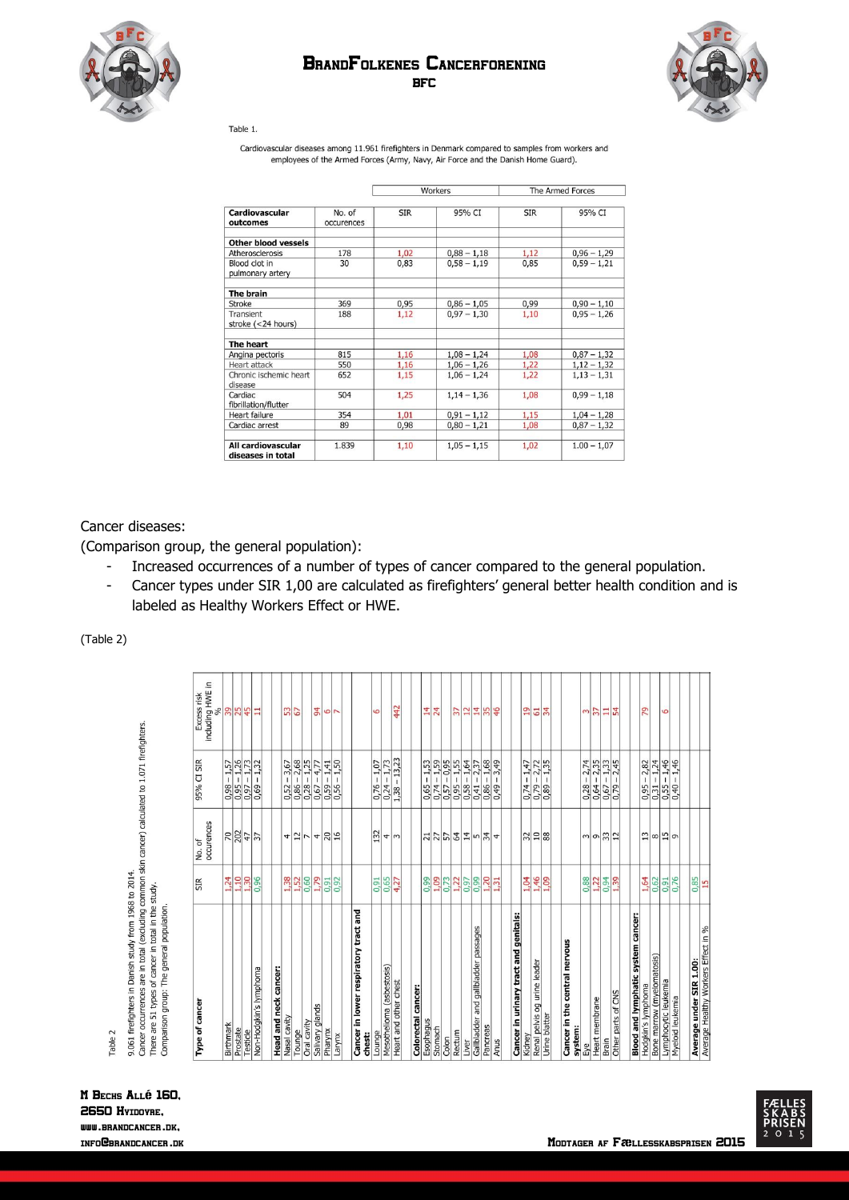Table 1.

Cardiovascular diseases among 11.961 firefighters in Denmark compared to samples from workers and employees of the Armed Forces (Army, Navy, Air Force and the Danish Home Guard).

| Cardiovascular outcomes | No. of occurences | Workers | | The Armed Forces | |
|---|---|---|---|---|---|
| | | SIR | 95% CI | SIR | 95% CI |
| **Other blood vessels** | | | | | |
| Atherosclerosis | 178 | 1,02 | 0,88 – 1,18 | 1,12 | 0,96 – 1,29 |
| Blood clot in pulmonary artery | 30 | 0,83 | 0,58 – 1,19 | 0,85 | 0,59 – 1,21 |
| **The brain** | | | | | |
| Stroke | 369 | 0,95 | 0,86 – 1,05 | 0,99 | 0,90 – 1,10 |
| Transient stroke (<24 hours) | 188 | 1,12 | 0,97 – 1,30 | 1,10 | 0,95 – 1,26 |
| **The heart** | | | | | |
| Angina pectoris | 815 | 1,16 | 1,08 – 1,24 | 1,08 | 0,87 – 1,32 |
| Heart attack | 550 | 1,16 | 1,06 – 1,26 | 1,22 | 1,12 – 1,32 |
| Chronic ischemic heart disease | 652 | 1,15 | 1,06 – 1,24 | 1,22 | 1,13 – 1,31 |
| Cardiac fibrillation/flutter | 504 | 1,25 | 1,14 – 1,36 | 1,08 | 0,99 – 1,18 |
| Heart failure | 354 | 1,01 | 0,91 – 1,12 | 1,15 | 1,04 – 1,28 |
| Cardiac arrest | 89 | 0,98 | 0,80 – 1,21 | 1,08 | 0,87 – 1,32 |
| **All cardiovascular diseases in total** | 1.839 | 1,10 | 1,05 – 1,15 | 1,02 | 1.00 – 1,07 |

Cancer diseases:

(Comparison group, the general population):

- Increased occurrences of a number of types of cancer compared to the general population.
- Cancer types under SIR 1,00 are calculated as firefighters' general better health condition and is labeled as Healthy Workers Effect or HWE.

(Table 2)

Table 2

9.061 firefighters in Danish study from 1968 to 2014.
Cancer occurrences are in total (excluding common skin cancer) calculated to 1.071 firefighters.
There are 51 types of cancer in total in the study.
Comparison group: The general population.

| Type of cancer | SIR | No. of occurences | 95% CI SIR | Excess risk including HWE in % |
|---|---|---|---|---|
| Birthmark | 1,24 | 70 | 0,98 – 1,57 | 39 |
| Prostate | 1,10 | 202 | 0,95 – 1,26 | 25 |
| Testicle | 1,30 | 47 | 0,97 – 1,73 | 45 |
| Non-Hodgkin's lymphoma | 0,96 | 37 | 0,69 – 1,32 | 11 |
| **Head and neck cancer:** | | | | |
| Nasal cavity | 1,38 | 4 | 0,52 – 3,67 | 53 |
| Tounge | 1,52 | 12 | 0,86 – 2,68 | 67 |
| Oral cavity | 0,60 | 7 | 0,28 – 1,25 | |
| Salivary glands | 1,79 | 4 | 0,67 – 4,77 | 94 |
| Pharynx | 0,91 | 20 | 0,59 – 1,41 | 6 |
| Larynx | 0,92 | 16 | 0,56 – 1,50 | 7 |
| **Cancer in lower respiratory tract and chest:** | | | | |
| Lounge | 0,91 | 132 | 0,76 – 1,07 | 6 |
| Mesothelioma (asbestosis) | 0,65 | 4 | 0,24 – 1,73 | |
| Heart and other chest | 4,27 | 3 | 1,38 – 13,23 | 442 |
| **Colorectal cancer:** | | | | |
| Esophagus | 0,99 | 21 | 0,65 – 1,53 | 14 |
| Stomach | 1,09 | 27 | 0,74 – 1,59 | 24 |
| Colon | 0,73 | 57 | 0,57 – 0,95 | |
| Rectum | 1,22 | 64 | 0,95 – 1,55 | 37 |
| Liver | 0,97 | 14 | 0,58 – 1,64 | 12 |
| Gallbladder and gallbladder passages | 0,99 | 5 | 0,41 – 2,37 | 14 |
| Pancreas | 1,20 | 34 | 0,86 – 1,68 | 35 |
| Anus | 1,31 | 4 | 0,49 – 3,49 | 46 |
| **Cancer in urinary tract and genitals:** | | | | |
| Kidney | 1,04 | 32 | 0,74 – 1,47 | 19 |
| Renal pelvis og urine leader | 1,46 | 10 | 0,79 – 2,72 | 61 |
| Urine blatter | 1,09 | 88 | 0,89 – 1,35 | 34 |
| **Cancer in the central nervous system:** | | | | |
| Eye | 0,88 | 3 | 0,28 – 2,74 | 3 |
| Heart membrane | 1,22 | 9 | 0,64 – 2,35 | 37 |
| Brain | 0,94 | 33 | 0,67 – 1,33 | 11 |
| Other parts of CNS | 1,39 | 12 | 0,79 – 2,45 | 54 |
| **Blood and lymphatic system cancer:** | | | | |
| Hodgkin's lymphoma | 1,64 | 13 | 0,95 – 2,82 | 79 |
| Bone marrow (myelomatosis) | 0,62 | 8 | 0,31 – 1,24 | |
| Lymphocytic leukemia | 0,91 | 15 | 0,55 – 1,46 | 6 |
| Myeloid leukemia | 0,76 | 9 | 0,40 – 1,46 | |
| **Average under SIR 1.00:** | 0,85 | | | |
| Average Healthy Workers Effect in % | 15 | | | |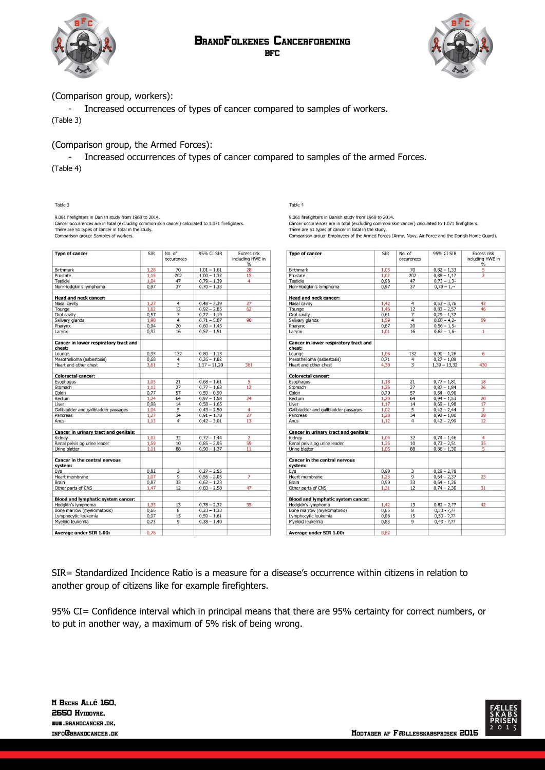(Comparison group, workers):

- Increased occurrences of types of cancer compared to samples of workers.

(Table 3)

(Comparison group, the Armed Forces):

- Increased occurrences of types of cancer compared to samples of the armed Forces.

(Table 4)

Table 3

9.061 firefighters in Danish study from 1968 to 2014.
Cancer occurrences are in total (excluding common skin cancer) calculated to 1.071 firefighters.
There are 51 types of cancer in total in the study.
Comparison group: Samples of workers.

| Type of cancer | SIR | No. of occurences | 95% CI SIR | Excess risk including HWE in % |
|---|---|---|---|---|
| Birthmark | 1,28 | 70 | 1,01 – 1,61 | 28 |
| Prostate | 1,15 | 202 | 1,00 – 1,32 | 15 |
| Testicle | 1,04 | 47 | 0,79 – 1,39 | 4 |
| Non-Hodgkin's lymphoma | 0,97 | 37 | 0,70 – 1,33 | |
| **Head and neck cancer:** | | | | |
| Nasal cavity | 1,27 | 4 | 0,48 – 3,39 | 27 |
| Tounge | 1,62 | 12 | 0,92 – 2,85 | 62 |
| Oral cavity | 0,57 | 7 | 0,27 – 1,19 | |
| Salivary glands | 1,90 | 4 | 0,71 – 5,07 | 90 |
| Pharynx | 0,94 | 20 | 0,60 – 1,45 | |
| Larynx | 0,92 | 16 | 0,57 – 1,51 | |
| **Cancer in lower respiratory tract and chest:** | | | | |
| Lounge | 0,95 | 132 | 0,80 – 1,13 | |
| Mesothelioma (asbestosis) | 0,68 | 4 | 0,26 – 1,82 | |
| Heart and other chest | 3,61 | 3 | 1,17 – 11,20 | 361 |
| **Colorectal cancer:** | | | | |
| Esophagus | 1,05 | 21 | 0,68 – 1,61 | 5 |
| Stomach | 1,12 | 27 | 0,77 – 1,63 | 12 |
| Colon | 0,77 | 57 | 0,59 – 0,99 | |
| Rectum | 1,24 | 64 | 0,97 – 1,58 | 24 |
| Liver | 0,98 | 14 | 0,58 – 1,65 | |
| Gallbladder and gallbladder passages | 1,04 | 5 | 0,43 – 2,50 | 4 |
| Pancreas | 1,27 | 34 | 0,91 – 1,78 | 27 |
| Anus | 1,13 | 4 | 0,42 – 3,01 | 13 |
| **Cancer in urinary tract and genitals:** | | | | |
| Kidney | 1,02 | 32 | 0,72 – 1,44 | 2 |
| Renal pelvis og urine leader | 1,59 | 10 | 0,85 – 2,95 | 59 |
| Urine blatter | 1,11 | 88 | 0,90 – 1,37 | 11 |
| **Cancer in the central nervous system:** | | | | |
| Eye | 0,82 | 3 | 0,27 – 2,55 | |
| Heart membrane | 1,07 | 9 | 0,56 – 2,05 | 7 |
| Brain | 0,87 | 33 | 0,62 – 1,23 | |
| Other parts of CNS | 1,47 | 12 | 0,83 – 2,58 | 47 |
| **Blood and lymphatic system cancer:** | | | | |
| Hodgkin's lymphoma | 1,35 | 13 | 0,78 – 2,32 | 35 |
| Bone marrow (myelomatosis) | 0,66 | 8 | 0,33 – 1,33 | |
| Lymphocytic leukemia | 0,97 | 15 | 0,59 – 1,61 | |
| Myeloid leukemia | 0,73 | 9 | 0,38 – 1,40 | |
| **Average under SIR 1.00:** | 0,76 | | | |

Table 4

9.061 firefighters in Danish study from 1968 to 2014.
Cancer occurrences are in total (excluding common skin cancer) calculated to 1.071 firefighters.
There are 51 types of cancer in total in the study.
Comparison group: Employees of the Armed Forces (Army, Navy, Air Force and the Danish Home Guard).

| Type of cancer | SIR | No. of occurences | 95% CI SIR | Excess risk including HWE in % |
|---|---|---|---|---|
| Birthmark | 1,05 | 70 | 0,82 – 1,33 | 5 |
| Prostate | 1,02 | 202 | 0,88 – 1,17 | 2 |
| Testicle | 0,98 | 47 | 0,73 – 1,3- | |
| Non-Hodgkin's lymphoma | 0,97 | 37 | 0,70 – 1,-- | |
| **Head and neck cancer:** | | | | |
| Nasal cavity | 1,42 | 4 | 0,53 – 3,76 | 42 |
| Tounge | 1,46 | 12 | 0,83 – 2,57 | 46 |
| Oral cavity | 0,61 | 7 | 0,29 – 1,37 | |
| Salivary glands | 1,59 | 4 | 0,60 – 4,2- | 59 |
| Pharynx | 0,87 | 20 | 0,56 – 1,5- | |
| Larynx | 1,01 | 16 | 0,62 – 1,6- | 1 |
| **Cancer in lower respiratory tract and chest:** | | | | |
| Lounge | 1,06 | 132 | 0,90 – 1,26 | 6 |
| Mesothelioma (asbestosis) | 0,71 | 4 | 0,27 – 1,89 | |
| Heart and other chest | 4,30 | 3 | 1,39 – 13,32 | 430 |
| **Colorectal cancer:** | | | | |
| Esophagus | 1,18 | 21 | 0,77 – 1,81 | 18 |
| Stomach | 1,26 | 27 | 0,87 – 1,84 | 26 |
| Colon | 0,70 | 57 | 0,54 – 0,90 | |
| Rectum | 1,20 | 64 | 0,94 – 1,53 | 20 |
| Liver | 1,17 | 14 | 0,69 – 1,98 | 17 |
| Gallbladder and gallbladder passages | 1,02 | 5 | 0,42 – 2,44 | 2 |
| Pancreas | 1,28 | 34 | 0,92 – 1,80 | 28 |
| Anus | 1,12 | 4 | 0,42 – 2,99 | 12 |
| **Cancer in urinary tract and genitals:** | | | | |
| Kidney | 1,04 | 32 | 0,74 – 1,46 | 4 |
| Renal pelvis og urine leader | 1,35 | 10 | 0,73 – 2,51 | 35 |
| Urine blatter | 1,05 | 88 | 0,86 – 1,30 | 5 |
| **Cancer in the central nervous system:** | | | | |
| Eye | 0,90 | 3 | 0,29 – 2,78 | |
| Heart membrane | 1,23 | 9 | 0,64 – 2,37 | 23 |
| Brain | 0,90 | 33 | 0,64 – 1,26 | |
| Other parts of CNS | 1,31 | 12 | 0,74 – 2,30 | 31 |
| **Blood and lymphatic system cancer:** | | | | |
| Hodgkin's lymphoma | 1,42 | 13 | 0,82 – 2,?? | 42 |
| Bone marrow (myelomatosis) | 0,65 | 8 | 0,33 - ?,?? | |
| Lymphocytic leukemia | 0,88 | 15 | 0,53 - ?,?? | |
| Myeloid leukemia | 0,83 | 9 | 0,43 - ?,?? | |
| **Average under SIR 1.00:** | 0,82 | | | |

SIR= Standardized Incidence Ratio is a measure for a disease's occurrence within citizens in relation to another group of citizens like for example firefighters.

95% CI= Confidence interval which in principal means that there are 95% certainty for correct numbers, or to put in another way, a maximum of 5% risk of being wrong.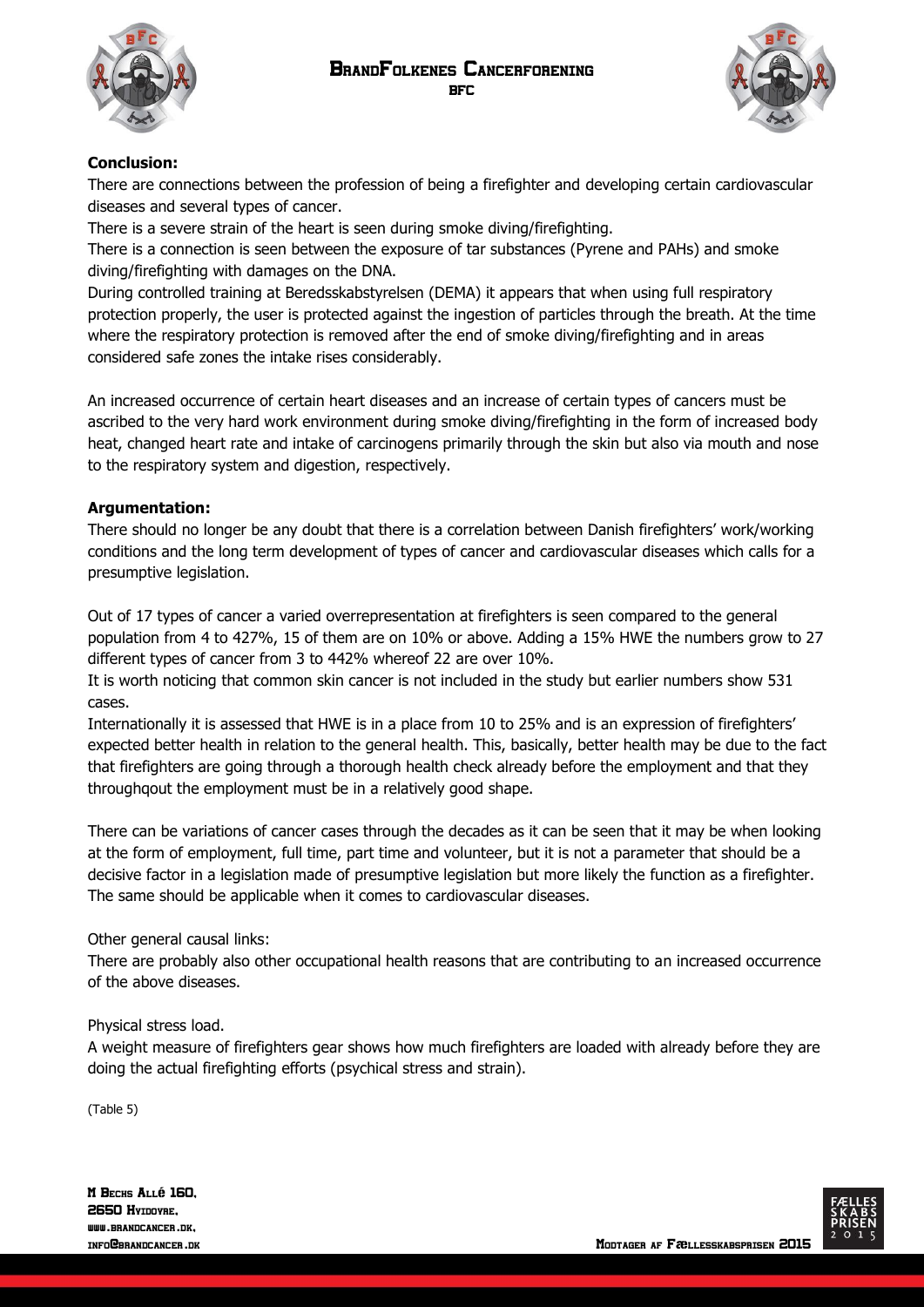**Conclusion:**

There are connections between the profession of being a firefighter and developing certain cardiovascular diseases and several types of cancer.

There is a severe strain of the heart is seen during smoke diving/firefighting.

There is a connection is seen between the exposure of tar substances (Pyrene and PAHs) and smoke diving/firefighting with damages on the DNA.

During controlled training at Beredsskabstyrelsen (DEMA) it appears that when using full respiratory protection properly, the user is protected against the ingestion of particles through the breath. At the time where the respiratory protection is removed after the end of smoke diving/firefighting and in areas considered safe zones the intake rises considerably.

An increased occurrence of certain heart diseases and an increase of certain types of cancers must be ascribed to the very hard work environment during smoke diving/firefighting in the form of increased body heat, changed heart rate and intake of carcinogens primarily through the skin but also via mouth and nose to the respiratory system and digestion, respectively.

**Argumentation:**

There should no longer be any doubt that there is a correlation between Danish firefighters' work/working conditions and the long term development of types of cancer and cardiovascular diseases which calls for a presumptive legislation.

Out of 17 types of cancer a varied overrepresentation at firefighters is seen compared to the general population from 4 to 427%, 15 of them are on 10% or above. Adding a 15% HWE the numbers grow to 27 different types of cancer from 3 to 442% whereof 22 are over 10%.

It is worth noticing that common skin cancer is not included in the study but earlier numbers show 531 cases.

Internationally it is assessed that HWE is in a place from 10 to 25% and is an expression of firefighters' expected better health in relation to the general health. This, basically, better health may be due to the fact that firefighters are going through a thorough health check already before the employment and that they throughqout the employment must be in a relatively good shape.

There can be variations of cancer cases through the decades as it can be seen that it may be when looking at the form of employment, full time, part time and volunteer, but it is not a parameter that should be a decisive factor in a legislation made of presumptive legislation but more likely the function as a firefighter. The same should be applicable when it comes to cardiovascular diseases.

Other general causal links:

There are probably also other occupational health reasons that are contributing to an increased occurrence of the above diseases.

Physical stress load.

A weight measure of firefighters gear shows how much firefighters are loaded with already before they are doing the actual firefighting efforts (psychical stress and strain).

(Table 5)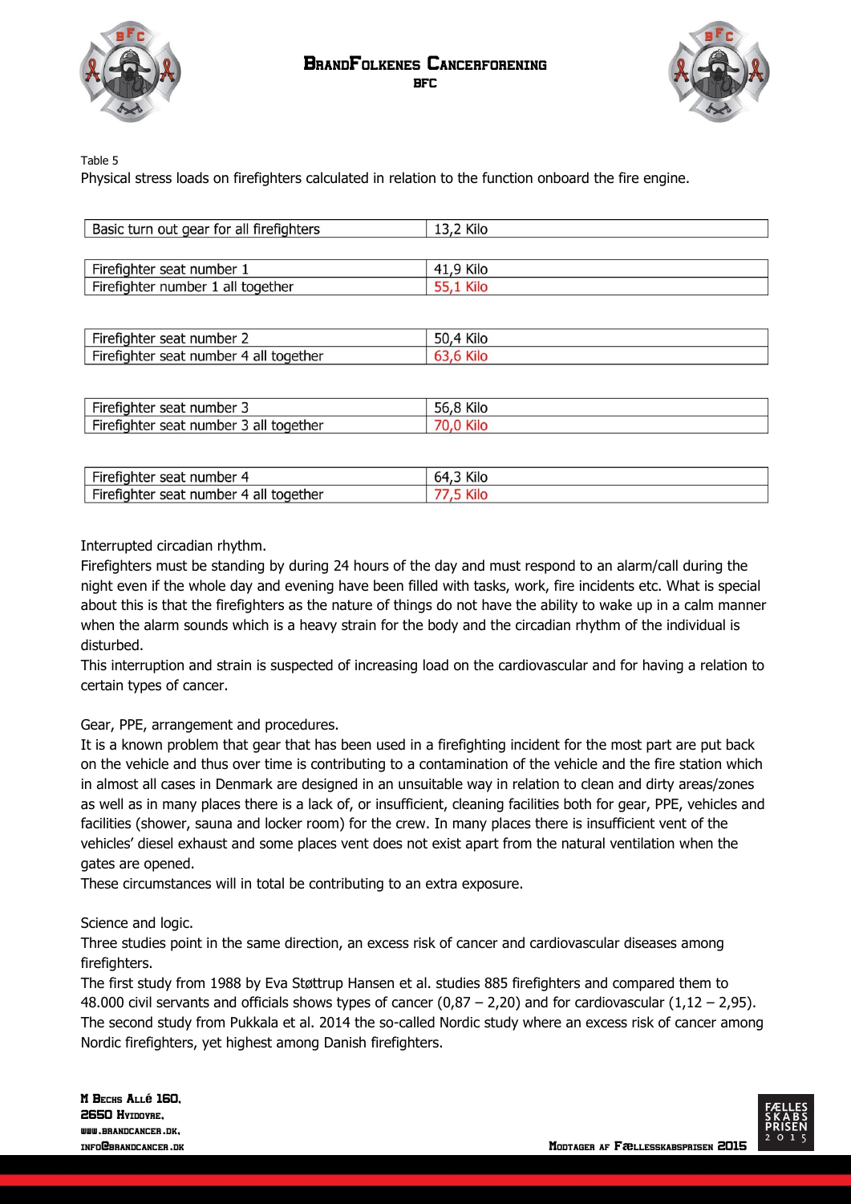Table 5

Physical stress loads on firefighters calculated in relation to the function onboard the fire engine.

| | |
|---|---|
| Basic turn out gear for all firefighters | 13,2 Kilo |

| | |
|---|---|
| Firefighter seat number 1 | 41,9 Kilo |
| Firefighter number 1 all together | 55,1 Kilo |

| | |
|---|---|
| Firefighter seat number 2 | 50,4 Kilo |
| Firefighter seat number 4 all together | 63,6 Kilo |

| | |
|---|---|
| Firefighter seat number 3 | 56,8 Kilo |
| Firefighter seat number 3 all together | 70,0 Kilo |

| | |
|---|---|
| Firefighter seat number 4 | 64,3 Kilo |
| Firefighter seat number 4 all together | 77,5 Kilo |

Interrupted circadian rhythm.

Firefighters must be standing by during 24 hours of the day and must respond to an alarm/call during the night even if the whole day and evening have been filled with tasks, work, fire incidents etc. What is special about this is that the firefighters as the nature of things do not have the ability to wake up in a calm manner when the alarm sounds which is a heavy strain for the body and the circadian rhythm of the individual is disturbed.

This interruption and strain is suspected of increasing load on the cardiovascular and for having a relation to certain types of cancer.

Gear, PPE, arrangement and procedures.

It is a known problem that gear that has been used in a firefighting incident for the most part are put back on the vehicle and thus over time is contributing to a contamination of the vehicle and the fire station which in almost all cases in Denmark are designed in an unsuitable way in relation to clean and dirty areas/zones as well as in many places there is a lack of, or insufficient, cleaning facilities both for gear, PPE, vehicles and facilities (shower, sauna and locker room) for the crew. In many places there is insufficient vent of the vehicles' diesel exhaust and some places vent does not exist apart from the natural ventilation when the gates are opened.

These circumstances will in total be contributing to an extra exposure.

Science and logic.

Three studies point in the same direction, an excess risk of cancer and cardiovascular diseases among firefighters.

The first study from 1988 by Eva Støttrup Hansen et al. studies 885 firefighters and compared them to 48.000 civil servants and officials shows types of cancer (0,87 – 2,20) and for cardiovascular (1,12 – 2,95).

The second study from Pukkala et al. 2014 the so-called Nordic study where an excess risk of cancer among Nordic firefighters, yet highest among Danish firefighters.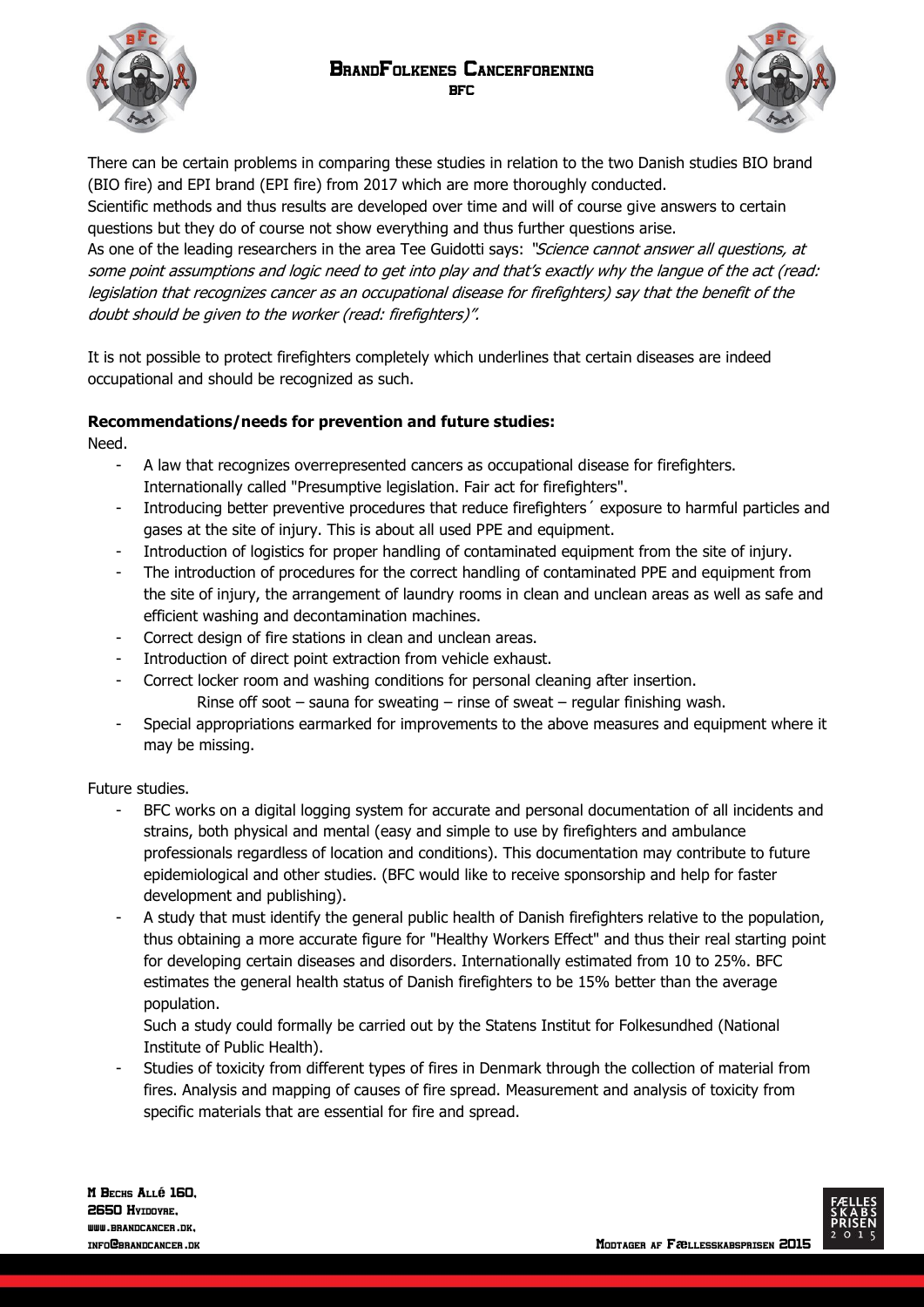There can be certain problems in comparing these studies in relation to the two Danish studies BIO brand (BIO fire) and EPI brand (EPI fire) from 2017 which are more thoroughly conducted.
Scientific methods and thus results are developed over time and will of course give answers to certain questions but they do of course not show everything and thus further questions arise.
As one of the leading researchers in the area Tee Guidotti says: *"Science cannot answer all questions, at some point assumptions and logic need to get into play and that's exactly why the langue of the act (read: legislation that recognizes cancer as an occupational disease for firefighters) say that the benefit of the doubt should be given to the worker (read: firefighters)".*

It is not possible to protect firefighters completely which underlines that certain diseases are indeed occupational and should be recognized as such.

**Recommendations/needs for prevention and future studies:**

Need.

- A law that recognizes overrepresented cancers as occupational disease for firefighters. Internationally called "Presumptive legislation. Fair act for firefighters".
- Introducing better preventive procedures that reduce firefighters´ exposure to harmful particles and gases at the site of injury. This is about all used PPE and equipment.
- Introduction of logistics for proper handling of contaminated equipment from the site of injury.
- The introduction of procedures for the correct handling of contaminated PPE and equipment from the site of injury, the arrangement of laundry rooms in clean and unclean areas as well as safe and efficient washing and decontamination machines.
- Correct design of fire stations in clean and unclean areas.
- Introduction of direct point extraction from vehicle exhaust.
- Correct locker room and washing conditions for personal cleaning after insertion.
  Rinse off soot – sauna for sweating – rinse of sweat – regular finishing wash.
- Special appropriations earmarked for improvements to the above measures and equipment where it may be missing.

Future studies.

- BFC works on a digital logging system for accurate and personal documentation of all incidents and strains, both physical and mental (easy and simple to use by firefighters and ambulance professionals regardless of location and conditions). This documentation may contribute to future epidemiological and other studies. (BFC would like to receive sponsorship and help for faster development and publishing).
- A study that must identify the general public health of Danish firefighters relative to the population, thus obtaining a more accurate figure for "Healthy Workers Effect" and thus their real starting point for developing certain diseases and disorders. Internationally estimated from 10 to 25%. BFC estimates the general health status of Danish firefighters to be 15% better than the average population.
  Such a study could formally be carried out by the Statens Institut for Folkesundhed (National Institute of Public Health).
- Studies of toxicity from different types of fires in Denmark through the collection of material from fires. Analysis and mapping of causes of fire spread. Measurement and analysis of toxicity from specific materials that are essential for fire and spread.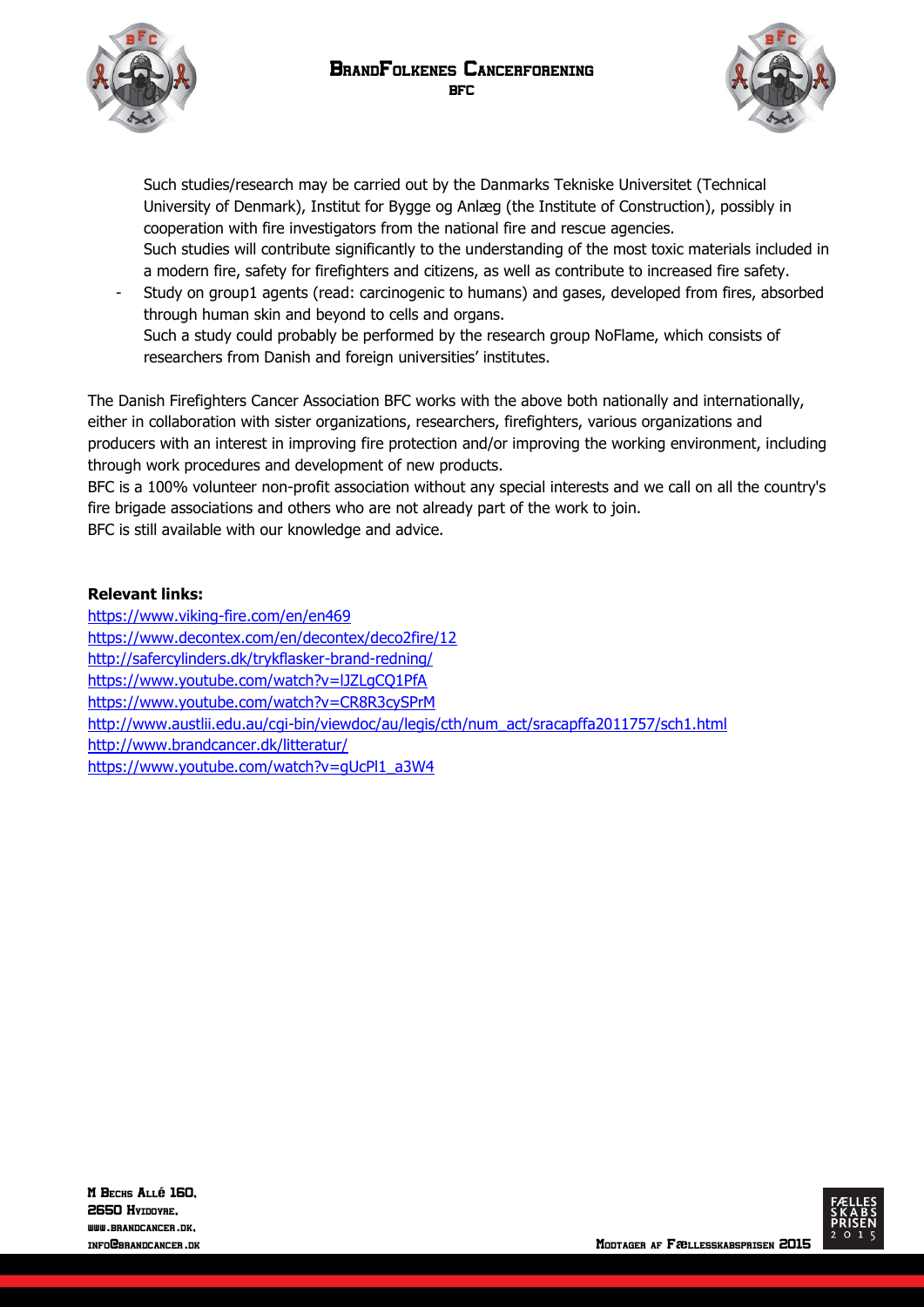Such studies/research may be carried out by the Danmarks Tekniske Universitet (Technical University of Denmark), Institut for Bygge og Anlæg (the Institute of Construction), possibly in cooperation with fire investigators from the national fire and rescue agencies.
Such studies will contribute significantly to the understanding of the most toxic materials included in a modern fire, safety for firefighters and citizens, as well as contribute to increased fire safety.

- Study on group1 agents (read: carcinogenic to humans) and gases, developed from fires, absorbed through human skin and beyond to cells and organs.
  Such a study could probably be performed by the research group NoFlame, which consists of researchers from Danish and foreign universities' institutes.

The Danish Firefighters Cancer Association BFC works with the above both nationally and internationally, either in collaboration with sister organizations, researchers, firefighters, various organizations and producers with an interest in improving fire protection and/or improving the working environment, including through work procedures and development of new products.
BFC is a 100% volunteer non-profit association without any special interests and we call on all the country's fire brigade associations and others who are not already part of the work to join.
BFC is still available with our knowledge and advice.

**Relevant links:**
https://www.viking-fire.com/en/en469
https://www.decontex.com/en/decontex/deco2fire/12
http://safercylinders.dk/trykflasker-brand-redning/
https://www.youtube.com/watch?v=lJZLgCQ1PfA
https://www.youtube.com/watch?v=CR8R3cySPrM
http://www.austlii.edu.au/cgi-bin/viewdoc/au/legis/cth/num_act/sracapffa2011757/sch1.html
http://www.brandcancer.dk/litteratur/
https://www.youtube.com/watch?v=gUcPl1_a3W4